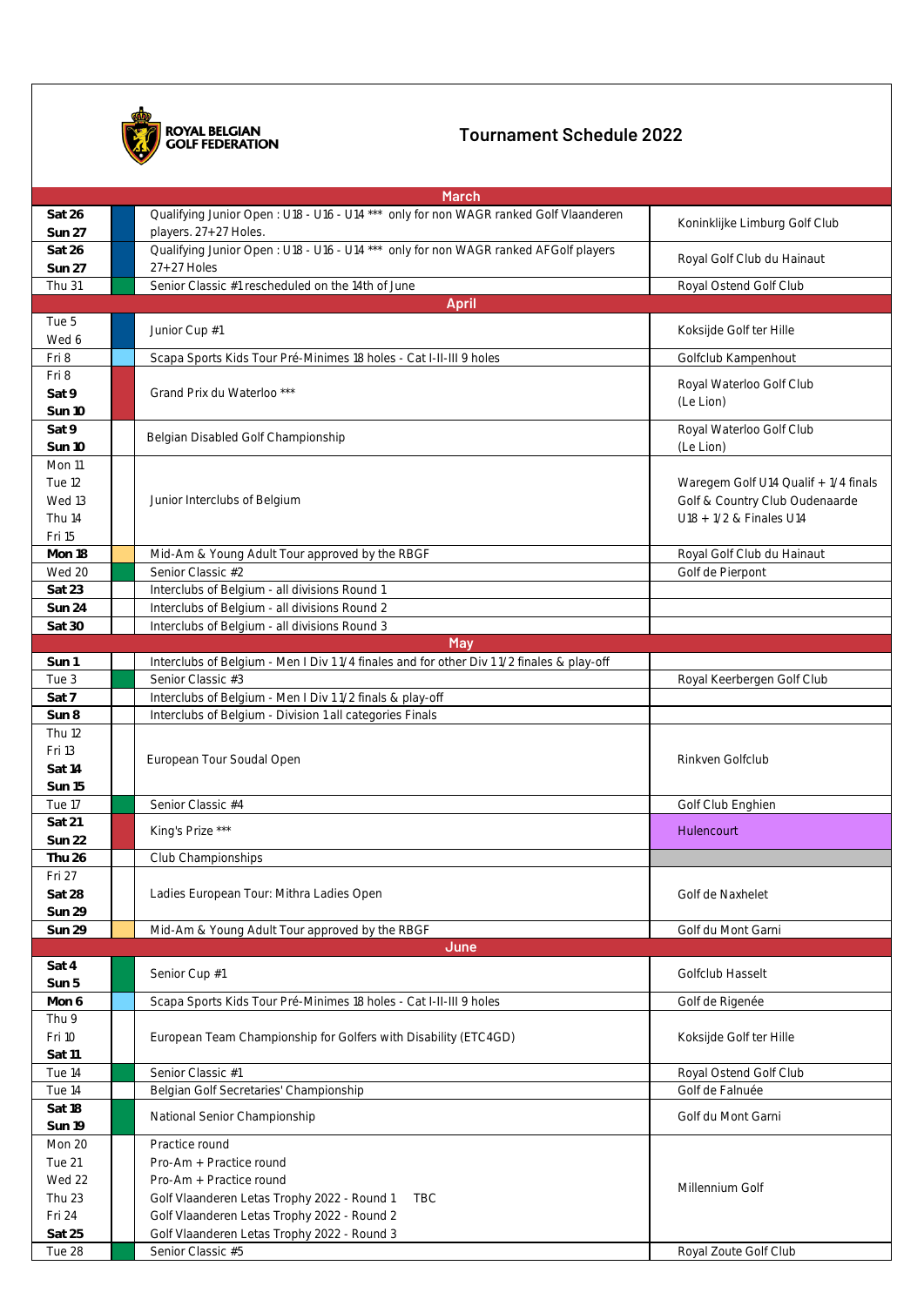ROYAL BELGIAN GOLF FEDERATION

# Tournament Schedule 2022

| Date | Tournament | Venue |
|---|---|---|
| **March** | | |
| **Sat 26** **Sun 27** | Qualifying Junior Open : U18 - U16 - U14 *** only for non WAGR ranked Golf Vlaanderen players. 27+27 Holes. | Koninklijke Limburg Golf Club |
| **Sat 26** **Sun 27** | Qualifying Junior Open : U18 - U16 - U14 *** only for non WAGR ranked AFGolf players 27+27 Holes | Royal Golf Club du Hainaut |
| Thu 31 | Senior Classic #1 rescheduled on the 14th of June | Royal Ostend Golf Club |
| **April** | | |
| Tue 5 Wed 6 | Junior Cup #1 | Koksijde Golf ter Hille |
| Fri 8 | Scapa Sports Kids Tour Pré-Minimes 18 holes - Cat I-II-III 9 holes | Golfclub Kampenhout |
| Fri 8 **Sat 9** **Sun 10** | Grand Prix du Waterloo *** | Royal Waterloo Golf Club (Le Lion) |
| **Sat 9** **Sun 10** | Belgian Disabled Golf Championship | Royal Waterloo Golf Club (Le Lion) |
| Mon 11 Tue 12 Wed 13 Thu 14 Fri 15 | Junior Interclubs of Belgium | Waregem Golf U14 Qualif + 1/4 finals Golf & Country Club Oudenaarde U18 + 1/2 & Finales U14 |
| **Mon 18** | Mid-Am & Young Adult Tour approved by the RBGF | Royal Golf Club du Hainaut |
| Wed 20 | Senior Classic #2 | Golf de Pierpont |
| **Sat 23** | Interclubs of Belgium - all divisions Round 1 | |
| **Sun 24** | Interclubs of Belgium - all divisions Round 2 | |
| **Sat 30** | Interclubs of Belgium - all divisions Round 3 | |
| **May** | | |
| **Sun 1** | Interclubs of Belgium - Men I Div 1 1/4 finales and for other Div 1 1/2 finales & play-off | |
| Tue 3 | Senior Classic #3 | Royal Keerbergen Golf Club |
| **Sat 7** | Interclubs of Belgium - Men I Div 1 1/2 finals & play-off | |
| **Sun 8** | Interclubs of Belgium - Division 1 all categories Finals | |
| Thu 12 Fri 13 **Sat 14** **Sun 15** | European Tour Soudal Open | Rinkven Golfclub |
| Tue 17 | Senior Classic #4 | Golf Club Enghien |
| **Sat 21** **Sun 22** | King's Prize *** | Hulencourt |
| **Thu 26** | Club Championships | |
| Fri 27 **Sat 28** **Sun 29** | Ladies European Tour: Mithra Ladies Open | Golf de Naxhelet |
| **Sun 29** | Mid-Am & Young Adult Tour approved by the RBGF | Golf du Mont Garni |
| **June** | | |
| **Sat 4** **Sun 5** | Senior Cup #1 | Golfclub Hasselt |
| **Mon 6** | Scapa Sports Kids Tour Pré-Minimes 18 holes - Cat I-II-III 9 holes | Golf de Rigenée |
| Thu 9 Fri 10 **Sat 11** | European Team Championship for Golfers with Disability (ETC4GD) | Koksijde Golf ter Hille |
| Tue 14 | Senior Classic #1 | Royal Ostend Golf Club |
| Tue 14 | Belgian Golf Secretaries' Championship | Golf de Falnuée |
| **Sat 18** **Sun 19** | National Senior Championship | Golf du Mont Garni |
| Mon 20 | Practice round | Millennium Golf |
| Tue 21 | Pro-Am + Practice round | Millennium Golf |
| Wed 22 | Pro-Am + Practice round | Millennium Golf |
| Thu 23 | Golf Vlaanderen Letas Trophy 2022 - Round 1 TBC | Millennium Golf |
| Fri 24 | Golf Vlaanderen Letas Trophy 2022 - Round 2 | Millennium Golf |
| **Sat 25** | Golf Vlaanderen Letas Trophy 2022 - Round 3 | Millennium Golf |
| Tue 28 | Senior Classic #5 | Royal Zoute Golf Club |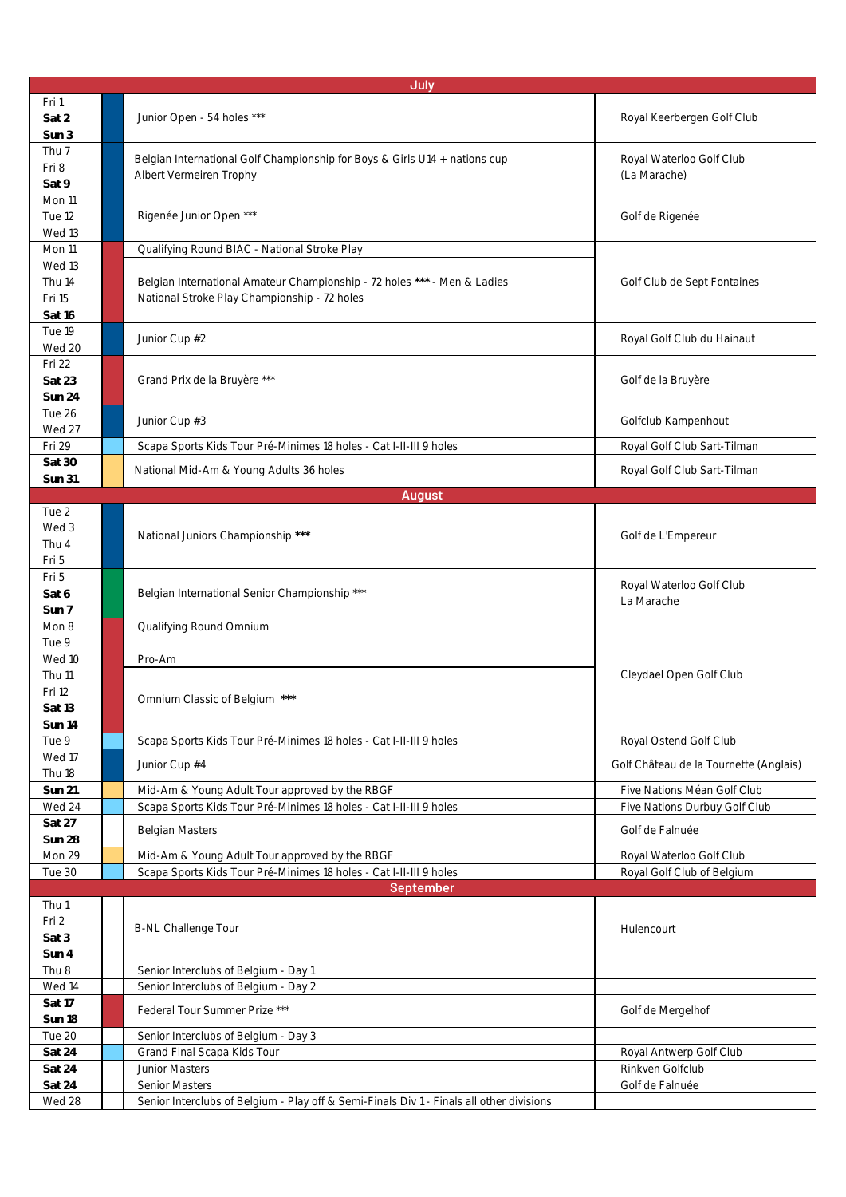| Date | Event | Venue |
|---|---|---|
| **July** | | |
| Fri 1<br>**Sat 2**<br>**Sun 3** | Junior Open - 54 holes *** | Royal Keerbergen Golf Club |
| Thu 7<br>Fri 8<br>**Sat 9** | Belgian International Golf Championship for Boys & Girls U14 + nations cup<br>Albert Vermeiren Trophy | Royal Waterloo Golf Club<br>(La Marache) |
| Mon 11<br>Tue 12<br>Wed 13 | Rigenée Junior Open *** | Golf de Rigenée |
| Mon 11 | Qualifying Round BIAC - National Stroke Play | Golf Club de Sept Fontaines |
| Wed 13<br>Thu 14<br>Fri 15<br>**Sat 16** | Belgian International Amateur Championship - 72 holes *** - Men & Ladies<br>National Stroke Play Championship - 72 holes | Golf Club de Sept Fontaines |
| Tue 19<br>Wed 20 | Junior Cup #2 | Royal Golf Club du Hainaut |
| Fri 22<br>**Sat 23**<br>**Sun 24** | Grand Prix de la Bruyère *** | Golf de la Bruyère |
| Tue 26<br>Wed 27 | Junior Cup #3 | Golfclub Kampenhout |
| Fri 29 | Scapa Sports Kids Tour Pré-Minimes 18 holes - Cat I-II-III 9 holes | Royal Golf Club Sart-Tilman |
| **Sat 30**<br>**Sun 31** | National Mid-Am & Young Adults 36 holes | Royal Golf Club Sart-Tilman |
| **August** | | |
| Tue 2<br>Wed 3<br>Thu 4<br>Fri 5 | National Juniors Championship *** | Golf de L'Empereur |
| Fri 5<br>**Sat 6**<br>**Sun 7** | Belgian International Senior Championship *** | Royal Waterloo Golf Club<br>La Marache |
| Mon 8 | Qualifying Round Omnium | Cleydael Open Golf Club |
| Tue 9<br>Wed 10 | Pro-Am | Cleydael Open Golf Club |
| Thu 11<br>Fri 12<br>**Sat 13**<br>**Sun 14** | Omnium Classic of Belgium *** | Cleydael Open Golf Club |
| Tue 9 | Scapa Sports Kids Tour Pré-Minimes 18 holes - Cat I-II-III 9 holes | Royal Ostend Golf Club |
| Wed 17<br>Thu 18 | Junior Cup #4 | Golf Château de la Tournette (Anglais) |
| **Sun 21** | Mid-Am & Young Adult Tour approved by the RBGF | Five Nations Méan Golf Club |
| Wed 24 | Scapa Sports Kids Tour Pré-Minimes 18 holes - Cat I-II-III 9 holes | Five Nations Durbuy Golf Club |
| **Sat 27**<br>**Sun 28** | Belgian Masters | Golf de Falnuée |
| Mon 29 | Mid-Am & Young Adult Tour approved by the RBGF | Royal Waterloo Golf Club |
| Tue 30 | Scapa Sports Kids Tour Pré-Minimes 18 holes - Cat I-II-III 9 holes | Royal Golf Club of Belgium |
| **September** | | |
| Thu 1<br>Fri 2<br>**Sat 3**<br>**Sun 4** | B-NL Challenge Tour | Hulencourt |
| Thu 8 | Senior Interclubs of Belgium - Day 1 | |
| Wed 14 | Senior Interclubs of Belgium - Day 2 | |
| **Sat 17**<br>**Sun 18** | Federal Tour Summer Prize *** | Golf de Mergelhof |
| Tue 20 | Senior Interclubs of Belgium - Day 3 | |
| **Sat 24** | Grand Final Scapa Kids Tour | Royal Antwerp Golf Club |
| **Sat 24** | Junior Masters | Rinkven Golfclub |
| **Sat 24** | Senior Masters | Golf de Falnuée |
| Wed 28 | Senior Interclubs of Belgium - Play off & Semi-Finals Div 1 - Finals all other divisions | |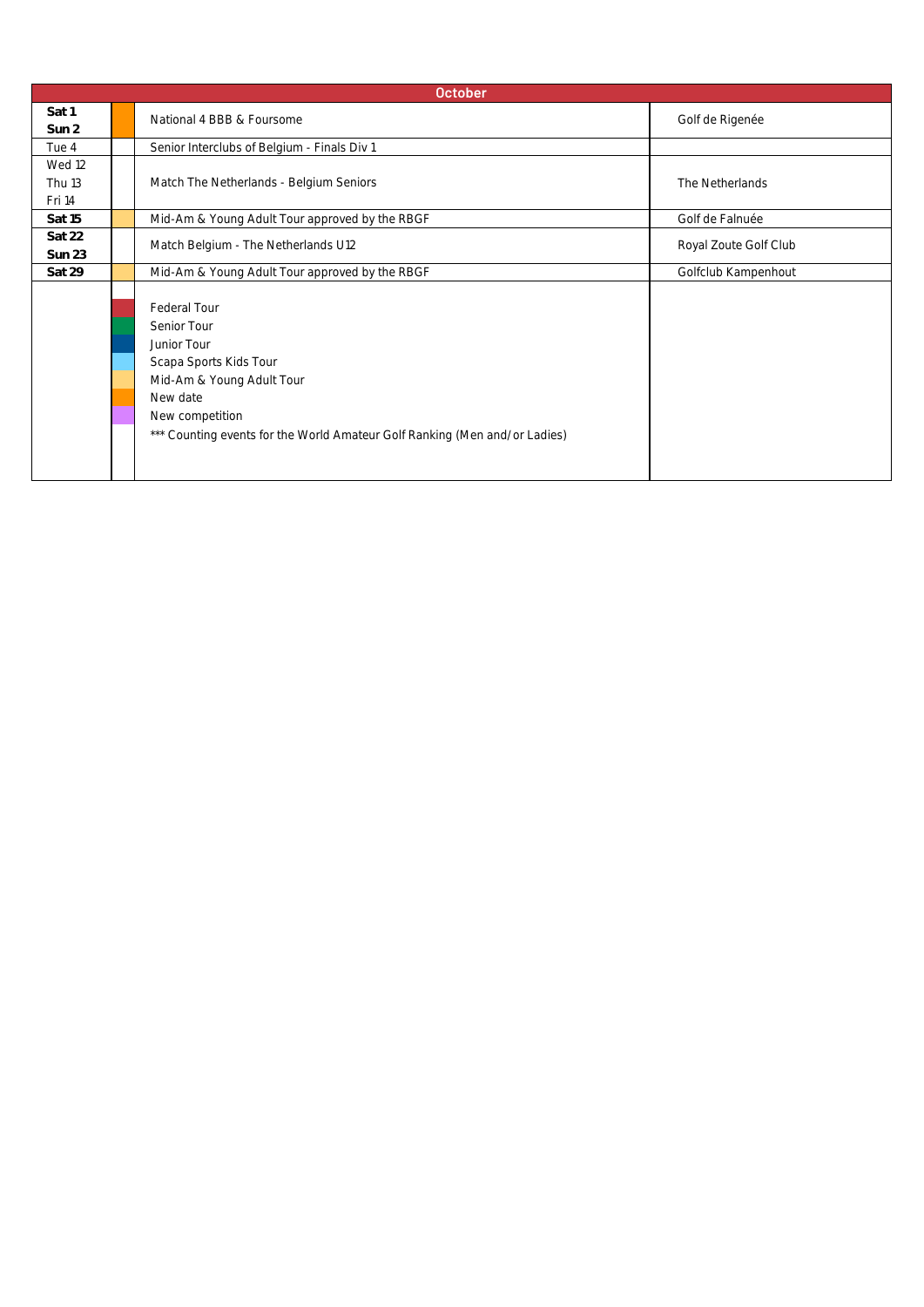| October | | | |
|---|---|---|---|
| **Sat 1**<br>**Sun 2** | | National 4 BBB & Foursome | Golf de Rigenée |
| Tue 4 | | Senior Interclubs of Belgium - Finals Div 1 | |
| Wed 12<br>Thu 13<br>Fri 14 | | Match The Netherlands - Belgium Seniors | The Netherlands |
| **Sat 15** | | Mid-Am & Young Adult Tour approved by the RBGF | Golf de Falnuée |
| **Sat 22**<br>**Sun 23** | | Match Belgium - The Netherlands U12 | Royal Zoute Golf Club |
| **Sat 29** | | Mid-Am & Young Adult Tour approved by the RBGF | Golfclub Kampenhout |
| | | Federal Tour<br>Senior Tour<br>Junior Tour<br>Scapa Sports Kids Tour<br>Mid-Am & Young Adult Tour<br>New date<br>New competition<br>*** Counting events for the World Amateur Golf Ranking (Men and/or Ladies) | |